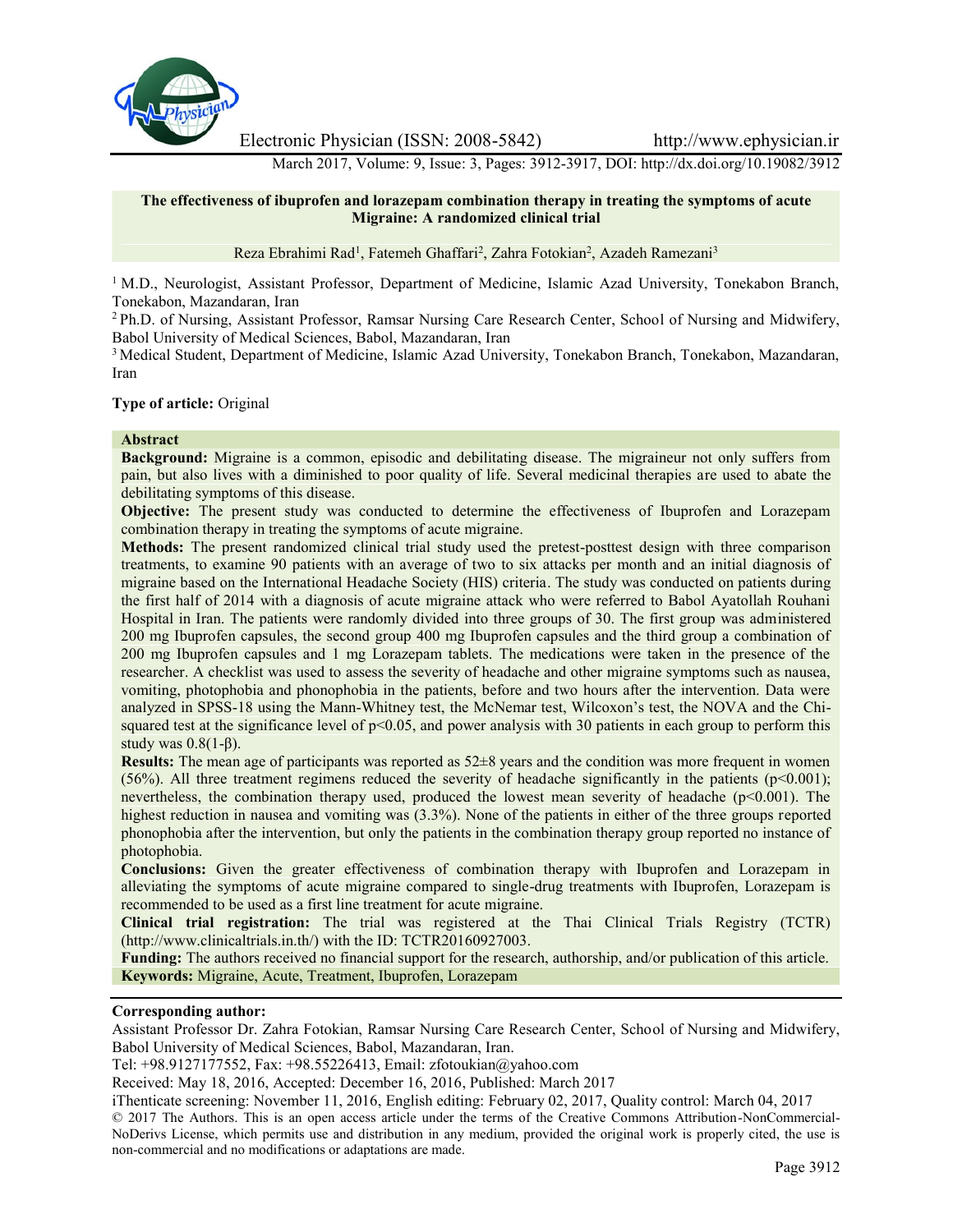# The effectiveness of ibuprofen and lorazepam combination therapy in treating the symptoms of acute Migraine: A randomized clinical trial

Reza Ebrahimi Rad[1], Fatemeh Ghaffari[2], Zahra Fotokian[2], Azadeh Ramezani[3]

[1] M.D., Neurologist, Assistant Professor, Department of Medicine, Islamic Azad University, Tonekabon Branch, Tonekabon, Mazandaran, Iran

[2] Ph.D. of Nursing, Assistant Professor, Ramsar Nursing Care Research Center, School of Nursing and Midwifery, Babol University of Medical Sciences, Babol, Mazandaran, Iran

[3] Medical Student, Department of Medicine, Islamic Azad University, Tonekabon Branch, Tonekabon, Mazandaran, Iran

**Type of article:** Original

## Abstract

**Background:** Migraine is a common, episodic and debilitating disease. The migraineur not only suffers from pain, but also lives with a diminished to poor quality of life. Several medicinal therapies are used to abate the debilitating symptoms of this disease.

**Objective:** The present study was conducted to determine the effectiveness of Ibuprofen and Lorazepam combination therapy in treating the symptoms of acute migraine.

**Methods:** The present randomized clinical trial study used the pretest-posttest design with three comparison treatments, to examine 90 patients with an average of two to six attacks per month and an initial diagnosis of migraine based on the International Headache Society (HIS) criteria. The study was conducted on patients during the first half of 2014 with a diagnosis of acute migraine attack who were referred to Babol Ayatollah Rouhani Hospital in Iran. The patients were randomly divided into three groups of 30. The first group was administered 200 mg Ibuprofen capsules, the second group 400 mg Ibuprofen capsules and the third group a combination of 200 mg Ibuprofen capsules and 1 mg Lorazepam tablets. The medications were taken in the presence of the researcher. A checklist was used to assess the severity of headache and other migraine symptoms such as nausea, vomiting, photophobia and phonophobia in the patients, before and two hours after the intervention. Data were analyzed in SPSS-18 using the Mann-Whitney test, the McNemar test, Wilcoxon's test, the NOVA and the Chi-squared test at the significance level of $p<0.05$, and power analysis with 30 patients in each group to perform this study was $0.8(1-\beta)$.

**Results:** The mean age of participants was reported as 52±8 years and the condition was more frequent in women (56%). All three treatment regimens reduced the severity of headache significantly in the patients ($p<0.001$); nevertheless, the combination therapy used, produced the lowest mean severity of headache ($p<0.001$). The highest reduction in nausea and vomiting was (3.3%). None of the patients in either of the three groups reported phonophobia after the intervention, but only the patients in the combination therapy group reported no instance of photophobia.

**Conclusions:** Given the greater effectiveness of combination therapy with Ibuprofen and Lorazepam in alleviating the symptoms of acute migraine compared to single-drug treatments with Ibuprofen, Lorazepam is recommended to be used as a first line treatment for acute migraine.

**Clinical trial registration:** The trial was registered at the Thai Clinical Trials Registry (TCTR) (http://www.clinicaltrials.in.th/) with the ID: TCTR20160927003.

**Funding:** The authors received no financial support for the research, authorship, and/or publication of this article.

**Keywords:** Migraine, Acute, Treatment, Ibuprofen, Lorazepam

**Corresponding author:**

Assistant Professor Dr. Zahra Fotokian, Ramsar Nursing Care Research Center, School of Nursing and Midwifery, Babol University of Medical Sciences, Babol, Mazandaran, Iran.

Tel: +98.9127177552, Fax: +98.55226413, Email: zfotoukian@yahoo.com

Received: May 18, 2016, Accepted: December 16, 2016, Published: March 2017

iThenticate screening: November 11, 2016, English editing: February 02, 2017, Quality control: March 04, 2017

© 2017 The Authors. This is an open access article under the terms of the Creative Commons Attribution-NonCommercial-NoDerivs License, which permits use and distribution in any medium, provided the original work is properly cited, the use is non-commercial and no modifications or adaptations are made.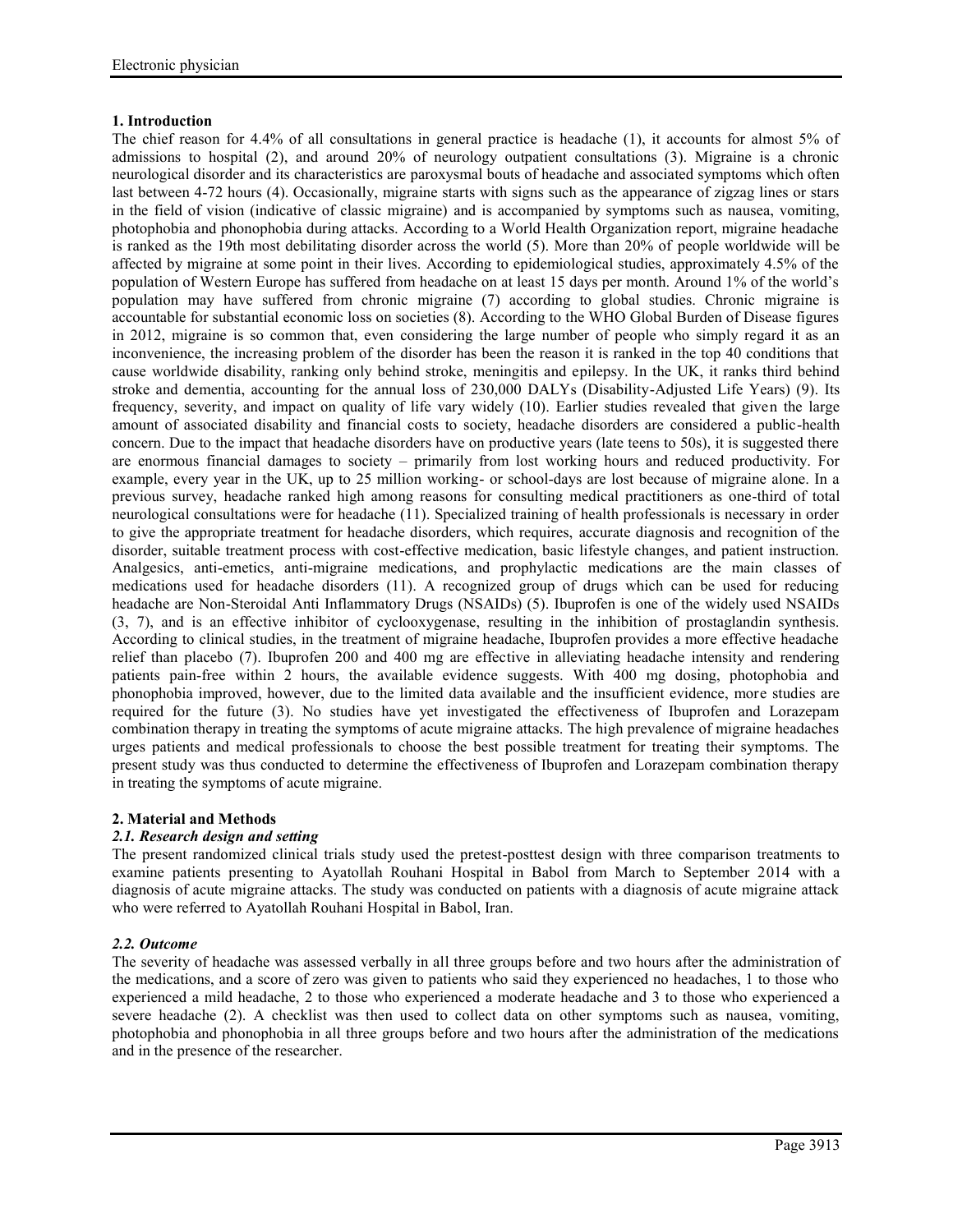## 1. Introduction

The chief reason for 4.4% of all consultations in general practice is headache (1), it accounts for almost 5% of admissions to hospital (2), and around 20% of neurology outpatient consultations (3). Migraine is a chronic neurological disorder and its characteristics are paroxysmal bouts of headache and associated symptoms which often last between 4-72 hours (4). Occasionally, migraine starts with signs such as the appearance of zigzag lines or stars in the field of vision (indicative of classic migraine) and is accompanied by symptoms such as nausea, vomiting, photophobia and phonophobia during attacks. According to a World Health Organization report, migraine headache is ranked as the 19th most debilitating disorder across the world (5). More than 20% of people worldwide will be affected by migraine at some point in their lives. According to epidemiological studies, approximately 4.5% of the population of Western Europe has suffered from headache on at least 15 days per month. Around 1% of the world's population may have suffered from chronic migraine (7) according to global studies. Chronic migraine is accountable for substantial economic loss on societies (8). According to the WHO Global Burden of Disease figures in 2012, migraine is so common that, even considering the large number of people who simply regard it as an inconvenience, the increasing problem of the disorder has been the reason it is ranked in the top 40 conditions that cause worldwide disability, ranking only behind stroke, meningitis and epilepsy. In the UK, it ranks third behind stroke and dementia, accounting for the annual loss of 230,000 DALYs (Disability-Adjusted Life Years) (9). Its frequency, severity, and impact on quality of life vary widely (10). Earlier studies revealed that given the large amount of associated disability and financial costs to society, headache disorders are considered a public-health concern. Due to the impact that headache disorders have on productive years (late teens to 50s), it is suggested there are enormous financial damages to society – primarily from lost working hours and reduced productivity. For example, every year in the UK, up to 25 million working- or school-days are lost because of migraine alone. In a previous survey, headache ranked high among reasons for consulting medical practitioners as one-third of total neurological consultations were for headache (11). Specialized training of health professionals is necessary in order to give the appropriate treatment for headache disorders, which requires, accurate diagnosis and recognition of the disorder, suitable treatment process with cost-effective medication, basic lifestyle changes, and patient instruction. Analgesics, anti-emetics, anti-migraine medications, and prophylactic medications are the main classes of medications used for headache disorders (11). A recognized group of drugs which can be used for reducing headache are Non-Steroidal Anti Inflammatory Drugs (NSAIDs) (5). Ibuprofen is one of the widely used NSAIDs (3, 7), and is an effective inhibitor of cyclooxygenase, resulting in the inhibition of prostaglandin synthesis. According to clinical studies, in the treatment of migraine headache, Ibuprofen provides a more effective headache relief than placebo (7). Ibuprofen 200 and 400 mg are effective in alleviating headache intensity and rendering patients pain-free within 2 hours, the available evidence suggests. With 400 mg dosing, photophobia and phonophobia improved, however, due to the limited data available and the insufficient evidence, more studies are required for the future (3). No studies have yet investigated the effectiveness of Ibuprofen and Lorazepam combination therapy in treating the symptoms of acute migraine attacks. The high prevalence of migraine headaches urges patients and medical professionals to choose the best possible treatment for treating their symptoms. The present study was thus conducted to determine the effectiveness of Ibuprofen and Lorazepam combination therapy in treating the symptoms of acute migraine.

## 2. Material and Methods

### 2.1. Research design and setting

The present randomized clinical trials study used the pretest-posttest design with three comparison treatments to examine patients presenting to Ayatollah Rouhani Hospital in Babol from March to September 2014 with a diagnosis of acute migraine attacks. The study was conducted on patients with a diagnosis of acute migraine attack who were referred to Ayatollah Rouhani Hospital in Babol, Iran.

### 2.2. Outcome

The severity of headache was assessed verbally in all three groups before and two hours after the administration of the medications, and a score of zero was given to patients who said they experienced no headaches, 1 to those who experienced a mild headache, 2 to those who experienced a moderate headache and 3 to those who experienced a severe headache (2). A checklist was then used to collect data on other symptoms such as nausea, vomiting, photophobia and phonophobia in all three groups before and two hours after the administration of the medications and in the presence of the researcher.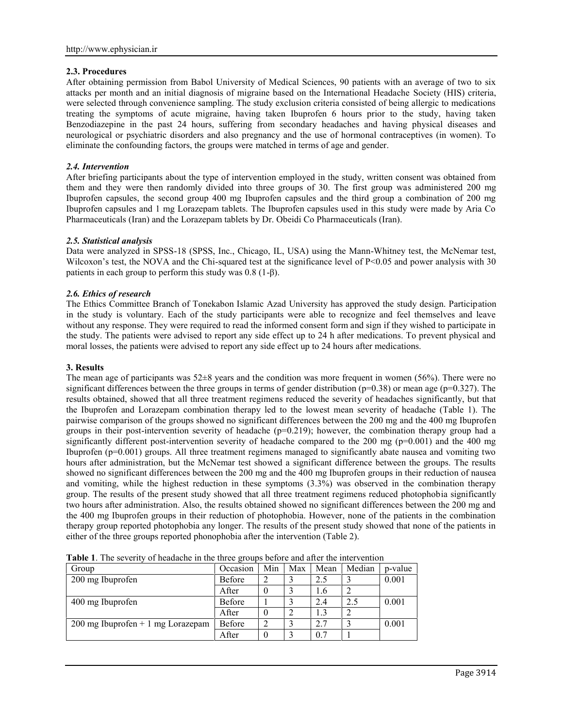### 2.3. Procedures

After obtaining permission from Babol University of Medical Sciences, 90 patients with an average of two to six attacks per month and an initial diagnosis of migraine based on the International Headache Society (HIS) criteria, were selected through convenience sampling. The study exclusion criteria consisted of being allergic to medications treating the symptoms of acute migraine, having taken Ibuprofen 6 hours prior to the study, having taken Benzodiazepine in the past 24 hours, suffering from secondary headaches and having physical diseases and neurological or psychiatric disorders and also pregnancy and the use of hormonal contraceptives (in women). To eliminate the confounding factors, the groups were matched in terms of age and gender.

### *2.4. Intervention*

After briefing participants about the type of intervention employed in the study, written consent was obtained from them and they were then randomly divided into three groups of 30. The first group was administered 200 mg Ibuprofen capsules, the second group 400 mg Ibuprofen capsules and the third group a combination of 200 mg Ibuprofen capsules and 1 mg Lorazepam tablets. The Ibuprofen capsules used in this study were made by Aria Co Pharmaceuticals (Iran) and the Lorazepam tablets by Dr. Obeidi Co Pharmaceuticals (Iran).

### *2.5. Statistical analysis*

Data were analyzed in SPSS-18 (SPSS, Inc., Chicago, IL, USA) using the Mann-Whitney test, the McNemar test, Wilcoxon's test, the NOVA and the Chi-squared test at the significance level of $P<0.05$ and power analysis with 30 patients in each group to perform this study was 0.8 (1-β).

### *2.6. Ethics of research*

The Ethics Committee Branch of Tonekabon Islamic Azad University has approved the study design. Participation in the study is voluntary. Each of the study participants were able to recognize and feel themselves and leave without any response. They were required to read the informed consent form and sign if they wished to participate in the study. The patients were advised to report any side effect up to 24 h after medications. To prevent physical and moral losses, the patients were advised to report any side effect up to 24 hours after medications.

### 3. Results

The mean age of participants was 52±8 years and the condition was more frequent in women (56%). There were no significant differences between the three groups in terms of gender distribution (p=0.38) or mean age (p=0.327). The results obtained, showed that all three treatment regimens reduced the severity of headaches significantly, but that the Ibuprofen and Lorazepam combination therapy led to the lowest mean severity of headache (Table 1). The pairwise comparison of the groups showed no significant differences between the 200 mg and the 400 mg Ibuprofen groups in their post-intervention severity of headache (p=0.219); however, the combination therapy group had a significantly different post-intervention severity of headache compared to the 200 mg (p=0.001) and the 400 mg Ibuprofen (p=0.001) groups. All three treatment regimens managed to significantly abate nausea and vomiting two hours after administration, but the McNemar test showed a significant difference between the groups. The results showed no significant differences between the 200 mg and the 400 mg Ibuprofen groups in their reduction of nausea and vomiting, while the highest reduction in these symptoms (3.3%) was observed in the combination therapy group. The results of the present study showed that all three treatment regimens reduced photophobia significantly two hours after administration. Also, the results obtained showed no significant differences between the 200 mg and the 400 mg Ibuprofen groups in their reduction of photophobia. However, none of the patients in the combination therapy group reported photophobia any longer. The results of the present study showed that none of the patients in either of the three groups reported phonophobia after the intervention (Table 2).

**Table 1**. The severity of headache in the three groups before and after the intervention

| Group | Occasion | Min | Max | Mean | Median | p-value |
|---|---|---|---|---|---|---|
| 200 mg Ibuprofen | Before | 2 | 3 | 2.5 | 3 | 0.001 |
| | After | 0 | 3 | 1.6 | 2 | |
| 400 mg Ibuprofen | Before | 1 | 3 | 2.4 | 2.5 | 0.001 |
| | After | 0 | 2 | 1.3 | 2 | |
| 200 mg Ibuprofen + 1 mg Lorazepam | Before | 2 | 3 | 2.7 | 3 | 0.001 |
| | After | 0 | 3 | 0.7 | 1 | |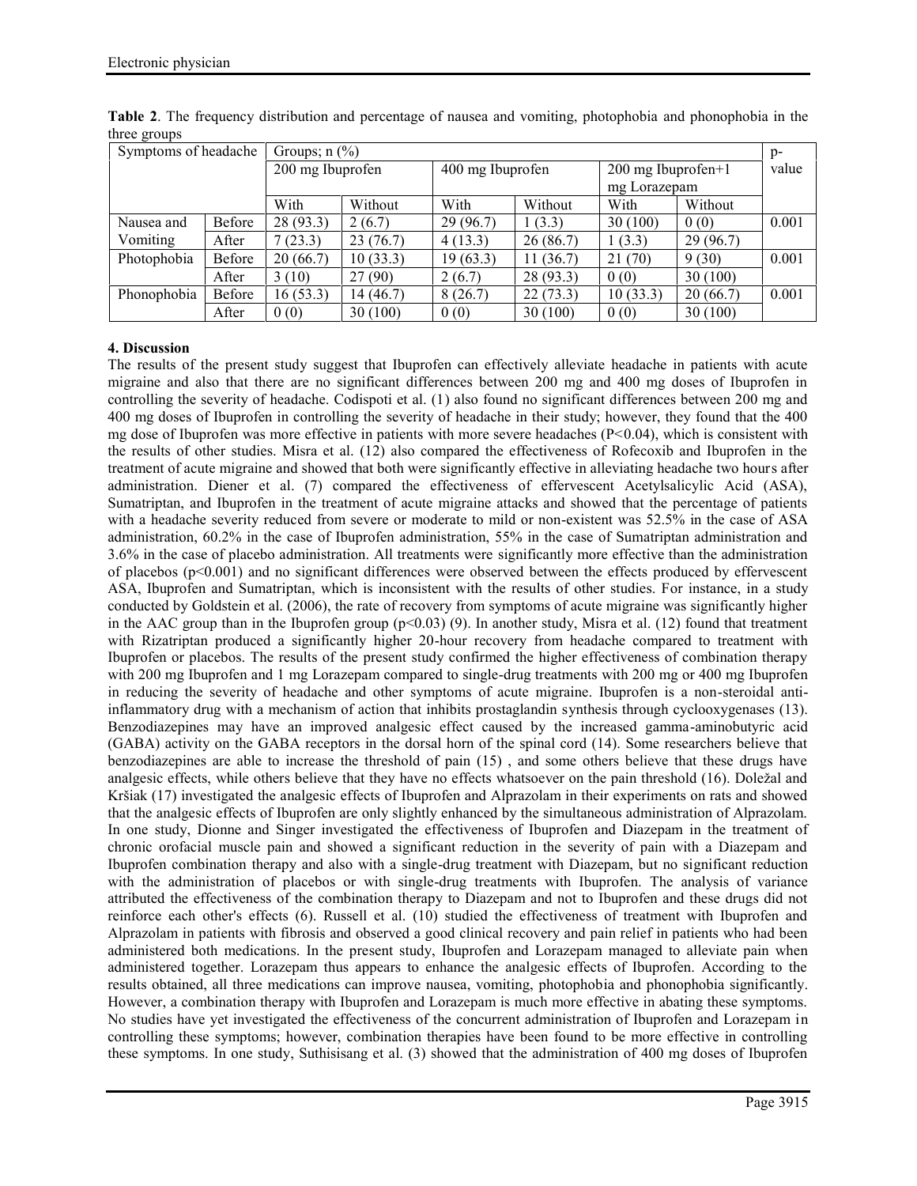**Table 2**. The frequency distribution and percentage of nausea and vomiting, photophobia and phonophobia in the three groups

| Symptoms of headache | | Groups; n (%) | | | | | | p-value |
|---|---|---|---|---|---|---|---|---|
| | | 200 mg Ibuprofen | | 400 mg Ibuprofen | | 200 mg Ibuprofen+1 mg Lorazepam | | |
| | | With | Without | With | Without | With | Without | |
| Nausea and Vomiting | Before | 28 (93.3) | 2 (6.7) | 29 (96.7) | 1 (3.3) | 30 (100) | 0 (0) | 0.001 |
| | After | 7 (23.3) | 23 (76.7) | 4 (13.3) | 26 (86.7) | 1 (3.3) | 29 (96.7) | |
| Photophobia | Before | 20 (66.7) | 10 (33.3) | 19 (63.3) | 11 (36.7) | 21 (70) | 9 (30) | 0.001 |
| | After | 3 (10) | 27 (90) | 2 (6.7) | 28 (93.3) | 0 (0) | 30 (100) | |
| Phonophobia | Before | 16 (53.3) | 14 (46.7) | 8 (26.7) | 22 (73.3) | 10 (33.3) | 20 (66.7) | 0.001 |
| | After | 0 (0) | 30 (100) | 0 (0) | 30 (100) | 0 (0) | 30 (100) | |

## 4. Discussion

The results of the present study suggest that Ibuprofen can effectively alleviate headache in patients with acute migraine and also that there are no significant differences between 200 mg and 400 mg doses of Ibuprofen in controlling the severity of headache. Codispoti et al. (1) also found no significant differences between 200 mg and 400 mg doses of Ibuprofen in controlling the severity of headache in their study; however, they found that the 400 mg dose of Ibuprofen was more effective in patients with more severe headaches ($P<0.04$), which is consistent with the results of other studies. Misra et al. (12) also compared the effectiveness of Rofecoxib and Ibuprofen in the treatment of acute migraine and showed that both were significantly effective in alleviating headache two hours after administration. Diener et al. (7) compared the effectiveness of effervescent Acetylsalicylic Acid (ASA), Sumatriptan, and Ibuprofen in the treatment of acute migraine attacks and showed that the percentage of patients with a headache severity reduced from severe or moderate to mild or non-existent was 52.5% in the case of ASA administration, 60.2% in the case of Ibuprofen administration, 55% in the case of Sumatriptan administration and 3.6% in the case of placebo administration. All treatments were significantly more effective than the administration of placebos ($p<0.001$) and no significant differences were observed between the effects produced by effervescent ASA, Ibuprofen and Sumatriptan, which is inconsistent with the results of other studies. For instance, in a study conducted by Goldstein et al. (2006), the rate of recovery from symptoms of acute migraine was significantly higher in the AAC group than in the Ibuprofen group ($p<0.03$) (9). In another study, Misra et al. (12) found that treatment with Rizatriptan produced a significantly higher 20-hour recovery from headache compared to treatment with Ibuprofen or placebos. The results of the present study confirmed the higher effectiveness of combination therapy with 200 mg Ibuprofen and 1 mg Lorazepam compared to single-drug treatments with 200 mg or 400 mg Ibuprofen in reducing the severity of headache and other symptoms of acute migraine. Ibuprofen is a non-steroidal anti-inflammatory drug with a mechanism of action that inhibits prostaglandin synthesis through cyclooxygenases (13). Benzodiazepines may have an improved analgesic effect caused by the increased gamma-aminobutyric acid (GABA) activity on the GABA receptors in the dorsal horn of the spinal cord (14). Some researchers believe that benzodiazepines are able to increase the threshold of pain (15) , and some others believe that these drugs have analgesic effects, while others believe that they have no effects whatsoever on the pain threshold (16). Doležal and Kršiak (17) investigated the analgesic effects of Ibuprofen and Alprazolam in their experiments on rats and showed that the analgesic effects of Ibuprofen are only slightly enhanced by the simultaneous administration of Alprazolam. In one study, Dionne and Singer investigated the effectiveness of Ibuprofen and Diazepam in the treatment of chronic orofacial muscle pain and showed a significant reduction in the severity of pain with a Diazepam and Ibuprofen combination therapy and also with a single-drug treatment with Diazepam, but no significant reduction with the administration of placebos or with single-drug treatments with Ibuprofen. The analysis of variance attributed the effectiveness of the combination therapy to Diazepam and not to Ibuprofen and these drugs did not reinforce each other's effects (6). Russell et al. (10) studied the effectiveness of treatment with Ibuprofen and Alprazolam in patients with fibrosis and observed a good clinical recovery and pain relief in patients who had been administered both medications. In the present study, Ibuprofen and Lorazepam managed to alleviate pain when administered together. Lorazepam thus appears to enhance the analgesic effects of Ibuprofen. According to the results obtained, all three medications can improve nausea, vomiting, photophobia and phonophobia significantly. However, a combination therapy with Ibuprofen and Lorazepam is much more effective in abating these symptoms. No studies have yet investigated the effectiveness of the concurrent administration of Ibuprofen and Lorazepam in controlling these symptoms; however, combination therapies have been found to be more effective in controlling these symptoms. In one study, Suthisisang et al. (3) showed that the administration of 400 mg doses of Ibuprofen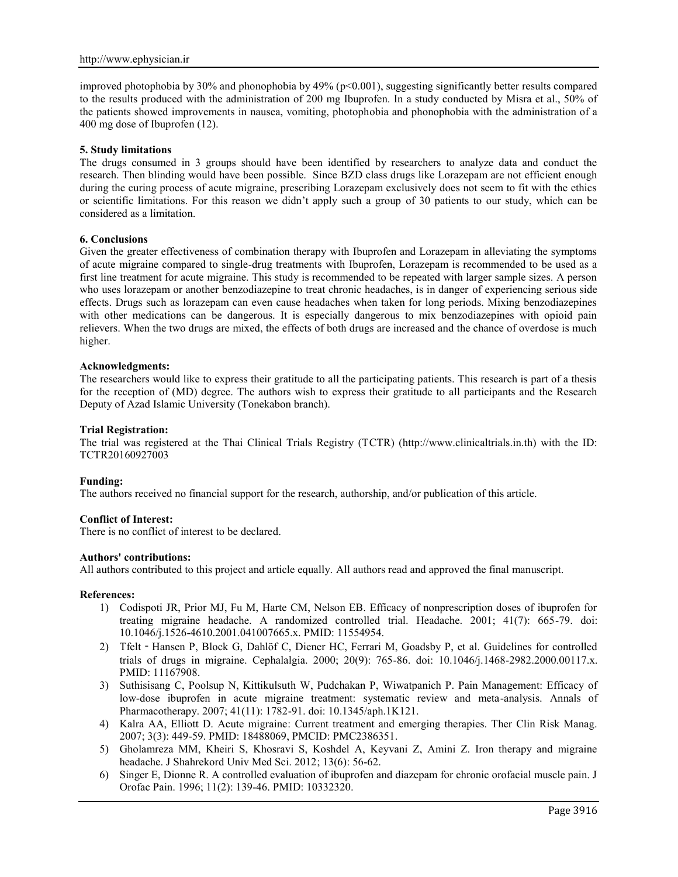improved photophobia by 30% and phonophobia by 49% ($p<0.001$), suggesting significantly better results compared to the results produced with the administration of 200 mg Ibuprofen. In a study conducted by Misra et al., 50% of the patients showed improvements in nausea, vomiting, photophobia and phonophobia with the administration of a 400 mg dose of Ibuprofen (12).

### 5. Study limitations

The drugs consumed in 3 groups should have been identified by researchers to analyze data and conduct the research. Then blinding would have been possible. Since BZD class drugs like Lorazepam are not efficient enough during the curing process of acute migraine, prescribing Lorazepam exclusively does not seem to fit with the ethics or scientific limitations. For this reason we didn't apply such a group of 30 patients to our study, which can be considered as a limitation.

### 6. Conclusions

Given the greater effectiveness of combination therapy with Ibuprofen and Lorazepam in alleviating the symptoms of acute migraine compared to single-drug treatments with Ibuprofen, Lorazepam is recommended to be used as a first line treatment for acute migraine. This study is recommended to be repeated with larger sample sizes. A person who uses lorazepam or another benzodiazepine to treat chronic headaches, is in danger of experiencing serious side effects. Drugs such as lorazepam can even cause headaches when taken for long periods. Mixing benzodiazepines with other medications can be dangerous. It is especially dangerous to mix benzodiazepines with opioid pain relievers. When the two drugs are mixed, the effects of both drugs are increased and the chance of overdose is much higher.

### Acknowledgments:

The researchers would like to express their gratitude to all the participating patients. This research is part of a thesis for the reception of (MD) degree. The authors wish to express their gratitude to all participants and the Research Deputy of Azad Islamic University (Tonekabon branch).

### Trial Registration:

The trial was registered at the Thai Clinical Trials Registry (TCTR) (http://www.clinicaltrials.in.th) with the ID: TCTR20160927003

### Funding:

The authors received no financial support for the research, authorship, and/or publication of this article.

### Conflict of Interest:

There is no conflict of interest to be declared.

### Authors' contributions:

All authors contributed to this project and article equally. All authors read and approved the final manuscript.

### References:

1) Codispoti JR, Prior MJ, Fu M, Harte CM, Nelson EB. Efficacy of nonprescription doses of ibuprofen for treating migraine headache. A randomized controlled trial. Headache. 2001; 41(7): 665-79. doi: 10.1046/j.1526-4610.2001.041007665.x. PMID: 11554954.
2) Tfelt‑Hansen P, Block G, Dahlöf C, Diener HC, Ferrari M, Goadsby P, et al. Guidelines for controlled trials of drugs in migraine. Cephalalgia. 2000; 20(9): 765-86. doi: 10.1046/j.1468-2982.2000.00117.x. PMID: 11167908.
3) Suthisisang C, Poolsup N, Kittikulsuth W, Pudchakan P, Wiwatpanich P. Pain Management: Efficacy of low-dose ibuprofen in acute migraine treatment: systematic review and meta-analysis. Annals of Pharmacotherapy. 2007; 41(11): 1782-91. doi: 10.1345/aph.1K121.
4) Kalra AA, Elliott D. Acute migraine: Current treatment and emerging therapies. Ther Clin Risk Manag. 2007; 3(3): 449-59. PMID: 18488069, PMCID: PMC2386351.
5) Gholamreza MM, Kheiri S, Khosravi S, Koshdel A, Keyvani Z, Amini Z. Iron therapy and migraine headache. J Shahrekord Univ Med Sci. 2012; 13(6): 56-62.
6) Singer E, Dionne R. A controlled evaluation of ibuprofen and diazepam for chronic orofacial muscle pain. J Orofac Pain. 1996; 11(2): 139-46. PMID: 10332320.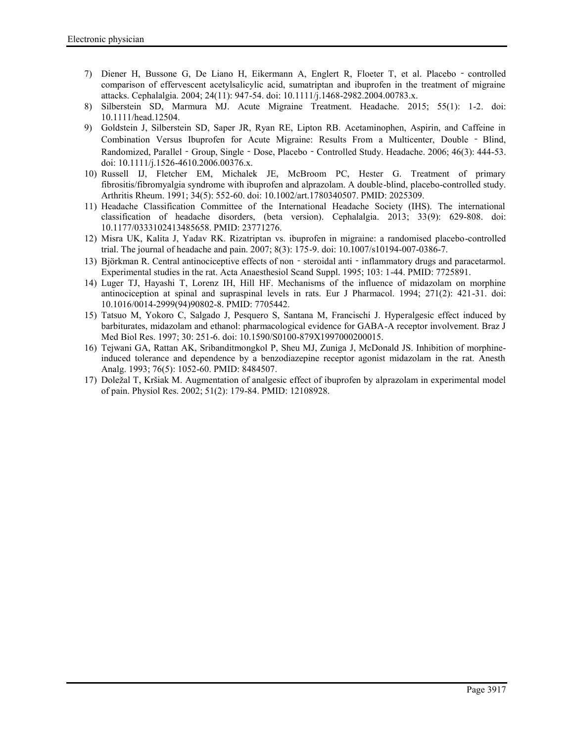7) Diener H, Bussone G, De Liano H, Eikermann A, Englert R, Floeter T, et al. Placebo‐controlled comparison of effervescent acetylsalicylic acid, sumatriptan and ibuprofen in the treatment of migraine attacks. Cephalalgia. 2004; 24(11): 947-54. doi: 10.1111/j.1468-2982.2004.00783.x.
8) Silberstein SD, Marmura MJ. Acute Migraine Treatment. Headache. 2015; 55(1): 1-2. doi: 10.1111/head.12504.
9) Goldstein J, Silberstein SD, Saper JR, Ryan RE, Lipton RB. Acetaminophen, Aspirin, and Caffeine in Combination Versus Ibuprofen for Acute Migraine: Results From a Multicenter, Double‐Blind, Randomized, Parallel‐Group, Single‐Dose, Placebo‐Controlled Study. Headache. 2006; 46(3): 444-53. doi: 10.1111/j.1526-4610.2006.00376.x.
10) Russell IJ, Fletcher EM, Michalek JE, McBroom PC, Hester G. Treatment of primary fibrositis/fibromyalgia syndrome with ibuprofen and alprazolam. A double-blind, placebo-controlled study. Arthritis Rheum. 1991; 34(5): 552-60. doi: 10.1002/art.1780340507. PMID: 2025309.
11) Headache Classification Committee of the International Headache Society (IHS). The international classification of headache disorders, (beta version). Cephalalgia. 2013; 33(9): 629-808. doi: 10.1177/0333102413485658. PMID: 23771276.
12) Misra UK, Kalita J, Yadav RK. Rizatriptan vs. ibuprofen in migraine: a randomised placebo-controlled trial. The journal of headache and pain. 2007; 8(3): 175-9. doi: 10.1007/s10194-007-0386-7.
13) Björkman R. Central antinociceptive effects of non‐steroidal anti‐inflammatory drugs and paracetarmol. Experimental studies in the rat. Acta Anaesthesiol Scand Suppl. 1995; 103: 1-44. PMID: 7725891.
14) Luger TJ, Hayashi T, Lorenz IH, Hill HF. Mechanisms of the influence of midazolam on morphine antinociception at spinal and supraspinal levels in rats. Eur J Pharmacol. 1994; 271(2): 421-31. doi: 10.1016/0014-2999(94)90802-8. PMID: 7705442.
15) Tatsuo M, Yokoro C, Salgado J, Pesquero S, Santana M, Francischi J. Hyperalgesic effect induced by barbiturates, midazolam and ethanol: pharmacological evidence for GABA-A receptor involvement. Braz J Med Biol Res. 1997; 30: 251-6. doi: 10.1590/S0100-879X1997000200015.
16) Tejwani GA, Rattan AK, Sribanditmongkol P, Sheu MJ, Zuniga J, McDonald JS. Inhibition of morphine-induced tolerance and dependence by a benzodiazepine receptor agonist midazolam in the rat. Anesth Analg. 1993; 76(5): 1052-60. PMID: 8484507.
17) Doležal T, Kršiak M. Augmentation of analgesic effect of ibuprofen by alprazolam in experimental model of pain. Physiol Res. 2002; 51(2): 179-84. PMID: 12108928.